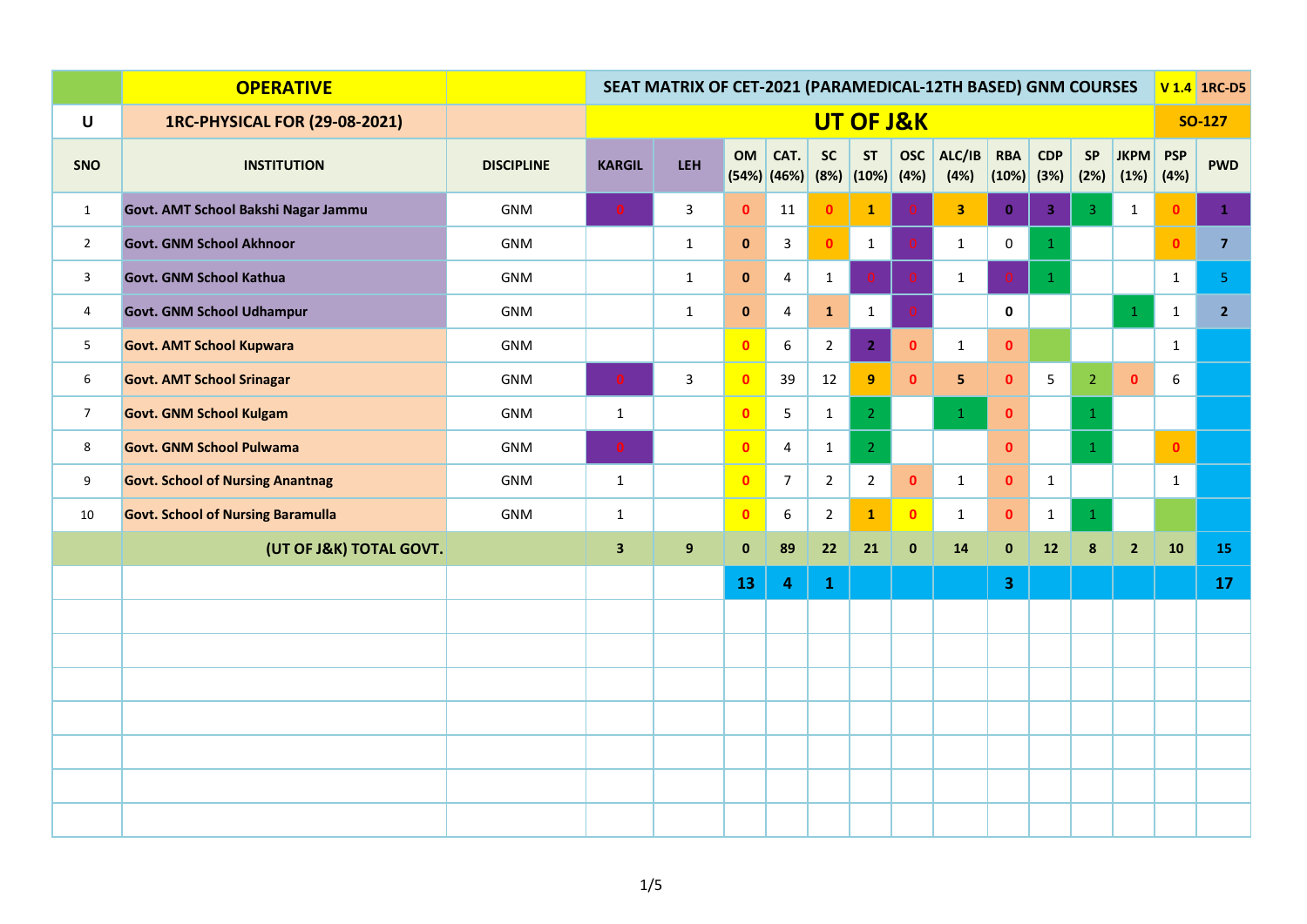| | OPERATIVE | | SEAT MATRIX OF CET-2021 (PARAMEDICAL-12TH BASED) GNM COURSES | | | | | | | | | | | | | V 1.4 | 1RC-D5 |
|---|---|---|---|---|---|---|---|---|---|---|---|---|---|---|---|---|---|
| U | 1RC-PHYSICAL FOR (29-08-2021) | | UT OF J&K | | | | | | | | | | | | | SO-127 | |
| SNO | INSTITUTION | DISCIPLINE | KARGIL | LEH | OM (54%) | CAT. (46%) | SC (8%) | ST (10%) | OSC (4%) | ALC/IB (4%) | RBA (10%) | CDP (3%) | SP (2%) | JKPM (1%) | PSP (4%) | PWD | |
| 1 | Govt. AMT School Bakshi Nagar Jammu | GNM | 0 | 3 | 0 | 11 | 0 | 1 | 0 | 3 | 0 | 3 | 3 | 1 | 0 | 1 | |
| 2 | Govt. GNM School Akhnoor | GNM | | 1 | 0 | 3 | 0 | 1 | 0 | 1 | 0 | 1 | | | 0 | 7 | |
| 3 | Govt. GNM School Kathua | GNM | | 1 | 0 | 4 | 1 | 0 | 0 | 1 | 0 | 1 | | | 1 | 5 | |
| 4 | Govt. GNM School Udhampur | GNM | | 1 | 0 | 4 | 1 | 1 | 0 | | 0 | | | 1 | 1 | 2 | |
| 5 | Govt. AMT School Kupwara | GNM | | | 0 | 6 | 2 | 2 | 0 | 1 | 0 | | | | 1 | | |
| 6 | Govt. AMT School Srinagar | GNM | 0 | 3 | 0 | 39 | 12 | 9 | 0 | 5 | 0 | 5 | 2 | 0 | 6 | | |
| 7 | Govt. GNM School Kulgam | GNM | 1 | | 0 | 5 | 1 | 2 | | 1 | 0 | | 1 | | | | |
| 8 | Govt. GNM School Pulwama | GNM | 0 | | 0 | 4 | 1 | 2 | | | 0 | | 1 | | 0 | | |
| 9 | Govt. School of Nursing Anantnag | GNM | 1 | | 0 | 7 | 2 | 2 | 0 | 1 | 0 | 1 | | | 1 | | |
| 10 | Govt. School of Nursing Baramulla | GNM | 1 | | 0 | 6 | 2 | 1 | 0 | 1 | 0 | 1 | 1 | | | | |
| | (UT OF J&K) TOTAL GOVT. | | 3 | 9 | 0 | 89 | 22 | 21 | 0 | 14 | 0 | 12 | 8 | 2 | 10 | 15 | |
| | | | | | 13 | 4 | 1 | | | | 3 | | | | | 17 | |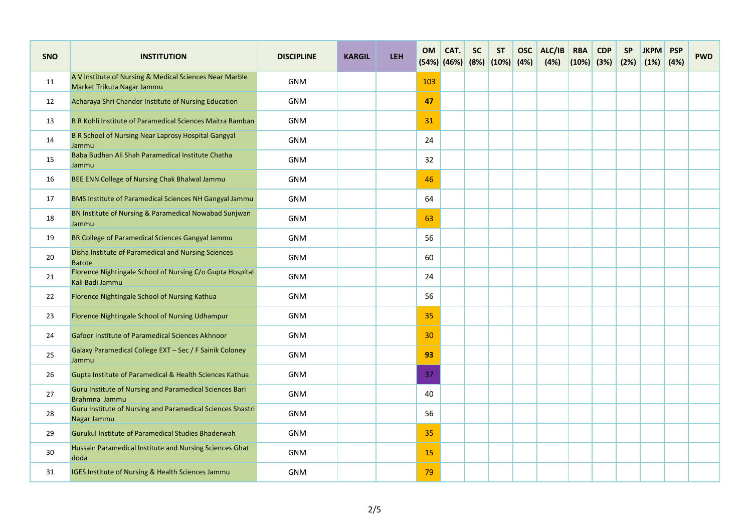| SNO | INSTITUTION | DISCIPLINE | KARGIL | LEH | OM (54%) | CAT. (46%) | SC (8%) | ST (10%) | OSC (4%) | ALC/IB (4%) | RBA (10%) | CDP (3%) | SP (2%) | JKPM (1%) | PSP (4%) | PWD |
|---|---|---|---|---|---|---|---|---|---|---|---|---|---|---|---|---|
| 11 | A V Institute of Nursing & Medical Sciences Near Marble Market Trikuta Nagar Jammu | GNM | | | 103 | | | | | | | | | | | |
| 12 | Acharaya Shri Chander Institute of Nursing Education | GNM | | | **47** | | | | | | | | | | | |
| 13 | B R Kohli Institute of Paramedical Sciences Maitra Ramban | GNM | | | 31 | | | | | | | | | | | |
| 14 | B R School of Nursing Near Laprosy Hospital Gangyal Jammu | GNM | | | 24 | | | | | | | | | | | |
| 15 | Baba Budhan Ali Shah Paramedical Institute Chatha Jammu | GNM | | | 32 | | | | | | | | | | | |
| 16 | BEE ENN College of Nursing Chak Bhalwal Jammu | GNM | | | 46 | | | | | | | | | | | |
| 17 | BMS Institute of Paramedical Sciences NH Gangyal Jammu | GNM | | | 64 | | | | | | | | | | | |
| 18 | BN Institute of Nursing & Paramedical Nowabad Sunjwan Jammu | GNM | | | 63 | | | | | | | | | | | |
| 19 | BR College of Paramedical Sciences Gangyal Jammu | GNM | | | 56 | | | | | | | | | | | |
| 20 | Disha Institute of Paramedical and Nursing Sciences Batote | GNM | | | 60 | | | | | | | | | | | |
| 21 | Florence Nightingale School of Nursing C/o Gupta Hospital Kali Badi Jammu | GNM | | | 24 | | | | | | | | | | | |
| 22 | Florence Nightingale School of Nursing Kathua | GNM | | | 56 | | | | | | | | | | | |
| 23 | Florence Nightingale School of Nursing Udhampur | GNM | | | 35 | | | | | | | | | | | |
| 24 | Gafoor Institute of Paramedical Sciences Akhnoor | GNM | | | 30 | | | | | | | | | | | |
| 25 | Galaxy Paramedical College EXT – Sec / F Sainik Coloney Jammu | GNM | | | **93** | | | | | | | | | | | |
| 26 | Gupta Institute of Paramedical & Health Sciences Kathua | GNM | | | 37 | | | | | | | | | | | |
| 27 | Guru Institute of Nursing and Paramedical Sciences Bari Brahmna Jammu | GNM | | | 40 | | | | | | | | | | | |
| 28 | Guru Institute of Nursing and Paramedical Sciences Shastri Nagar Jammu | GNM | | | 56 | | | | | | | | | | | |
| 29 | Gurukul Institute of Paramedical Studies Bhaderwah | GNM | | | 35 | | | | | | | | | | | |
| 30 | Hussain Paramedical Institute and Nursing Sciences Ghat doda | GNM | | | 15 | | | | | | | | | | | |
| 31 | IGES Institute of Nursing & Health Sciences Jammu | GNM | | | 79 | | | | | | | | | | | |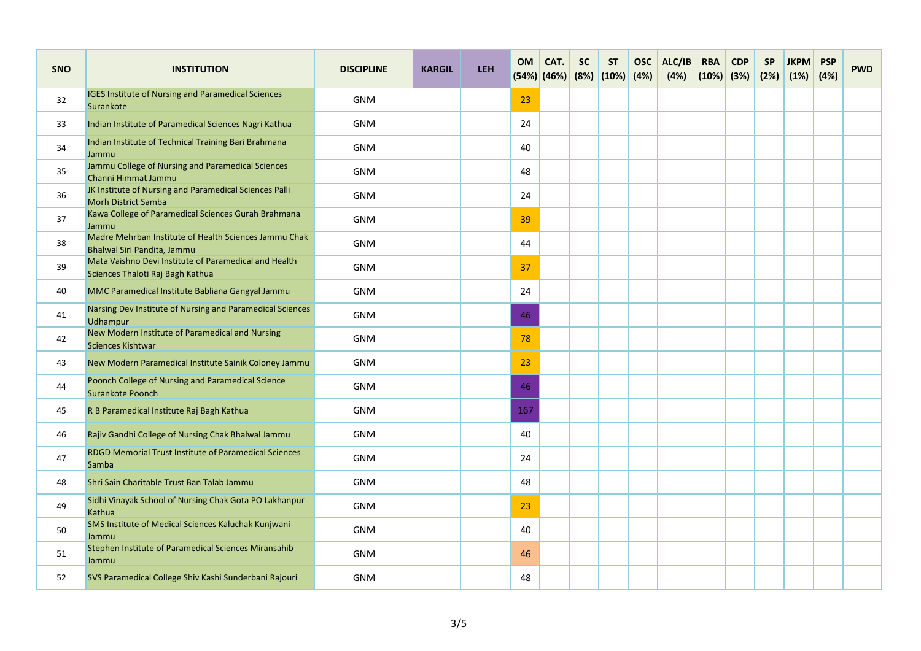| SNO | INSTITUTION | DISCIPLINE | KARGIL | LEH | OM (54%) | CAT. (46%) | SC (8%) | ST (10%) | OSC (4%) | ALC/IB (4%) | RBA (10%) | CDP (3%) | SP (2%) | JKPM (1%) | PSP (4%) | PWD |
|---|---|---|---|---|---|---|---|---|---|---|---|---|---|---|---|---|
| 32 | IGES Institute of Nursing and Paramedical Sciences Surankote | GNM | | | 23 | | | | | | | | | | | |
| 33 | Indian Institute of Paramedical Sciences Nagri Kathua | GNM | | | 24 | | | | | | | | | | | |
| 34 | Indian Institute of Technical Training Bari Brahmana Jammu | GNM | | | 40 | | | | | | | | | | | |
| 35 | Jammu College of Nursing and Paramedical Sciences Channi Himmat Jammu | GNM | | | 48 | | | | | | | | | | | |
| 36 | JK Institute of Nursing and Paramedical Sciences Palli Morh District Samba | GNM | | | 24 | | | | | | | | | | | |
| 37 | Kawa College of Paramedical Sciences Gurah Brahmana Jammu | GNM | | | 39 | | | | | | | | | | | |
| 38 | Madre Mehrban Institute of Health Sciences Jammu Chak Bhalwal Siri Pandita, Jammu | GNM | | | 44 | | | | | | | | | | | |
| 39 | Mata Vaishno Devi Institute of Paramedical and Health Sciences Thaloti Raj Bagh Kathua | GNM | | | 37 | | | | | | | | | | | |
| 40 | MMC Paramedical Institute Babliana Gangyal Jammu | GNM | | | 24 | | | | | | | | | | | |
| 41 | Narsing Dev Institute of Nursing and Paramedical Sciences Udhampur | GNM | | | 46 | | | | | | | | | | | |
| 42 | New Modern Institute of Paramedical and Nursing Sciences Kishtwar | GNM | | | 78 | | | | | | | | | | | |
| 43 | New Modern Paramedical Institute Sainik Coloney Jammu | GNM | | | 23 | | | | | | | | | | | |
| 44 | Poonch College of Nursing and Paramedical Science Surankote Poonch | GNM | | | 46 | | | | | | | | | | | |
| 45 | R B Paramedical Institute Raj Bagh Kathua | GNM | | | 167 | | | | | | | | | | | |
| 46 | Rajiv Gandhi College of Nursing Chak Bhalwal Jammu | GNM | | | 40 | | | | | | | | | | | |
| 47 | RDGD Memorial Trust Institute of Paramedical Sciences Samba | GNM | | | 24 | | | | | | | | | | | |
| 48 | Shri Sain Charitable Trust Ban Talab Jammu | GNM | | | 48 | | | | | | | | | | | |
| 49 | Sidhi Vinayak School of Nursing Chak Gota PO Lakhanpur Kathua | GNM | | | 23 | | | | | | | | | | | |
| 50 | SMS Institute of Medical Sciences Kaluchak Kunjwani Jammu | GNM | | | 40 | | | | | | | | | | | |
| 51 | Stephen Institute of Paramedical Sciences Miransahib Jammu | GNM | | | 46 | | | | | | | | | | | |
| 52 | SVS Paramedical College Shiv Kashi Sunderbani Rajouri | GNM | | | 48 | | | | | | | | | | | |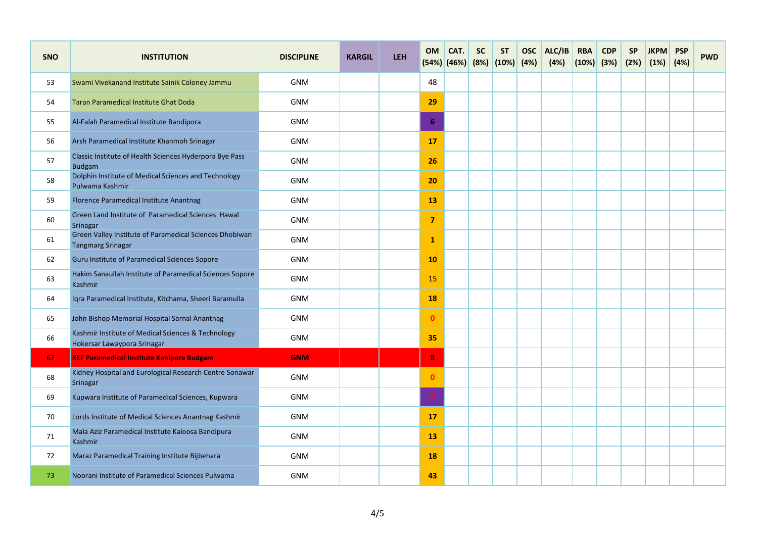| SNO | INSTITUTION | DISCIPLINE | KARGIL | LEH | OM (54%) | CAT. (46%) | SC (8%) | ST (10%) | OSC (4%) | ALC/IB (4%) | RBA (10%) | CDP (3%) | SP (2%) | JKPM (1%) | PSP (4%) | PWD |
|---|---|---|---|---|---|---|---|---|---|---|---|---|---|---|---|---|
| 53 | Swami Vivekanand Institute Sainik Coloney Jammu | GNM | | | 48 | | | | | | | | | | | |
| 54 | Taran Paramedical Institute Ghat Doda | GNM | | | 29 | | | | | | | | | | | |
| 55 | Al-Falah Paramedical Institute Bandipora | GNM | | | 6 | | | | | | | | | | | |
| 56 | Arsh Paramedical Institute Khanmoh Srinagar | GNM | | | 17 | | | | | | | | | | | |
| 57 | Classic Institute of Health Sciences Hyderpora Bye Pass Budgam | GNM | | | 26 | | | | | | | | | | | |
| 58 | Dolphin Institute of Medical Sciences and Technology Pulwama Kashmir | GNM | | | 20 | | | | | | | | | | | |
| 59 | Florence Paramedical Institute Anantnag | GNM | | | 13 | | | | | | | | | | | |
| 60 | Green Land Institute of Paramedical Sciences Hawal Srinagar | GNM | | | 7 | | | | | | | | | | | |
| 61 | Green Valley Institute of Paramedical Sciences Dhobiwan Tangmarg Srinagar | GNM | | | 1 | | | | | | | | | | | |
| 62 | Guru Institute of Paramedical Sciences Sopore | GNM | | | 10 | | | | | | | | | | | |
| 63 | Hakim Sanaullah Institute of Paramedical Sciences Sopore Kashmir | GNM | | | 15 | | | | | | | | | | | |
| 64 | Iqra Paramedical Institute, Kitchama, Sheeri Baramulla | GNM | | | 18 | | | | | | | | | | | |
| 65 | John Bishop Memorial Hospital Sarnal Anantnag | GNM | | | 0 | | | | | | | | | | | |
| 66 | Kashmir Institute of Medical Sciences & Technology Hokersar Lawaypora Srinagar | GNM | | | 35 | | | | | | | | | | | |
| **67** | **KEF Paramedical Institute Kanipora Budgam** | **GNM** | | | **8** | | | | | | | | | | | |
| 68 | Kidney Hospital and Eurological Research Centre Sonawar Srinagar | GNM | | | 0 | | | | | | | | | | | |
| 69 | Kupwara Institute of Paramedical Sciences, Kupwara | GNM | | | 0 | | | | | | | | | | | |
| 70 | Lords Institute of Medical Sciences Anantnag Kashmir | GNM | | | 17 | | | | | | | | | | | |
| 71 | Mala Aziz Paramedical Institute Kaloosa Bandipura Kashmir | GNM | | | 13 | | | | | | | | | | | |
| 72 | Maraz Paramedical Training Institute Bijbehara | GNM | | | 18 | | | | | | | | | | | |
| 73 | Noorani Institute of Paramedical Sciences Pulwama | GNM | | | 43 | | | | | | | | | | | |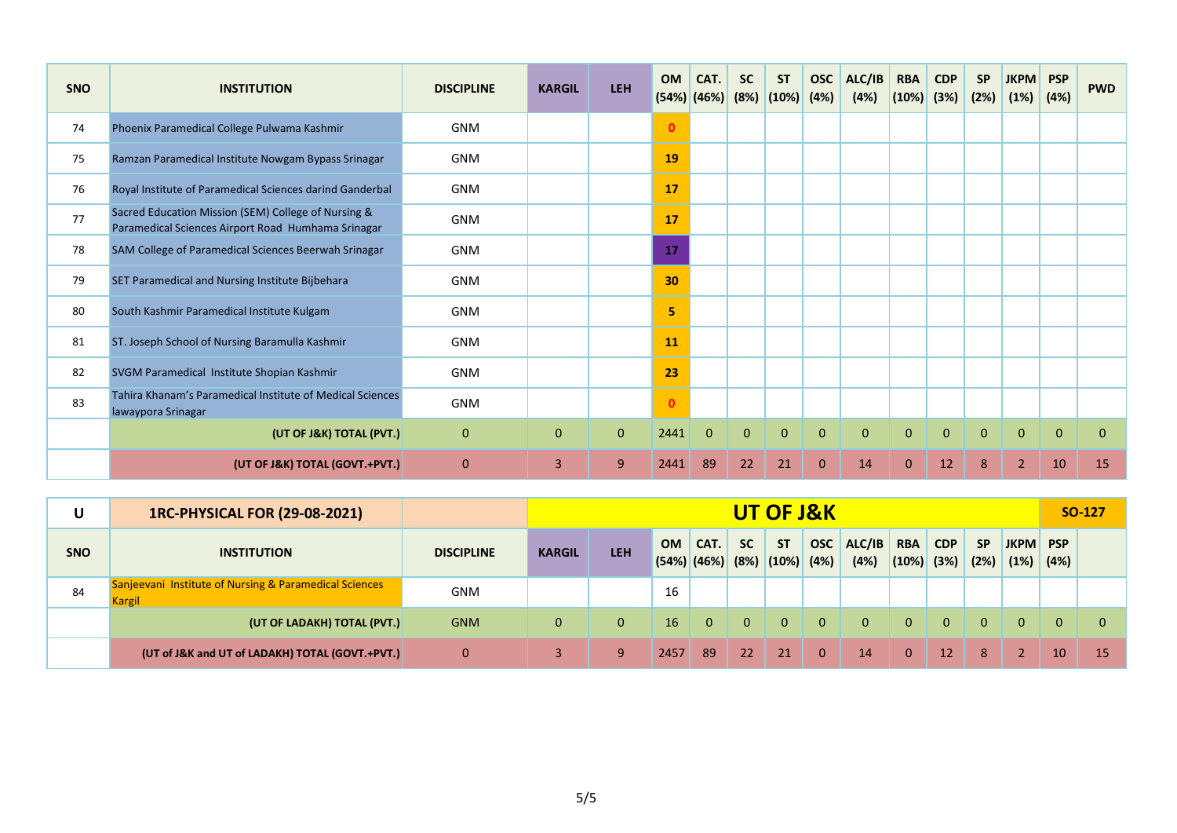| SNO | INSTITUTION | DISCIPLINE | KARGIL | LEH | OM (54%) | CAT. (46%) | SC (8%) | ST (10%) | OSC (4%) | ALC/IB (4%) | RBA (10%) | CDP (3%) | SP (2%) | JKPM (1%) | PSP (4%) | PWD |
|---|---|---|---|---|---|---|---|---|---|---|---|---|---|---|---|---|
| 74 | Phoenix Paramedical College Pulwama Kashmir | GNM | | | 0 | | | | | | | | | | | |
| 75 | Ramzan Paramedical Institute Nowgam Bypass Srinagar | GNM | | | 19 | | | | | | | | | | | |
| 76 | Royal Institute of Paramedical Sciences darind Ganderbal | GNM | | | 17 | | | | | | | | | | | |
| 77 | Sacred Education Mission (SEM) College of Nursing & Paramedical Sciences Airport Road Humhama Srinagar | GNM | | | 17 | | | | | | | | | | | |
| 78 | SAM College of Paramedical Sciences Beerwah Srinagar | GNM | | | 17 | | | | | | | | | | | |
| 79 | SET Paramedical and Nursing Institute Bijbehara | GNM | | | 30 | | | | | | | | | | | |
| 80 | South Kashmir Paramedical Institute Kulgam | GNM | | | 5 | | | | | | | | | | | |
| 81 | ST. Joseph School of Nursing Baramulla Kashmir | GNM | | | 11 | | | | | | | | | | | |
| 82 | SVGM Paramedical Institute Shopian Kashmir | GNM | | | 23 | | | | | | | | | | | |
| 83 | Tahira Khanam's Paramedical Institute of Medical Sciences lawaypora Srinagar | GNM | | | 0 | | | | | | | | | | | |
| | **(UT OF J&K) TOTAL (PVT.)** | 0 | 0 | 0 | 2441 | 0 | 0 | 0 | 0 | 0 | 0 | 0 | 0 | 0 | 0 | 0 |
| | **(UT OF J&K) TOTAL (GOVT.+PVT.)** | 0 | 3 | 9 | 2441 | 89 | 22 | 21 | 0 | 14 | 0 | 12 | 8 | 2 | 10 | 15 |

| U | 1RC-PHYSICAL FOR (29-08-2021) | | UT OF J&K | | | | | | | | | | | | SO-127 | |
|---|---|---|---|---|---|---|---|---|---|---|---|---|---|---|---|---|
| SNO | INSTITUTION | DISCIPLINE | KARGIL | LEH | OM (54%) | CAT. (46%) | SC (8%) | ST (10%) | OSC (4%) | ALC/IB (4%) | RBA (10%) | CDP (3%) | SP (2%) | JKPM (1%) | PSP (4%) | |
| 84 | Sanjeevani Institute of Nursing & Paramedical Sciences Kargil | GNM | | | 16 | | | | | | | | | | | |
| | **(UT OF LADAKH) TOTAL (PVT.)** | GNM | 0 | 0 | 16 | 0 | 0 | 0 | 0 | 0 | 0 | 0 | 0 | 0 | 0 | 0 |
| | **(UT of J&K and UT of LADAKH) TOTAL (GOVT.+PVT.)** | 0 | 3 | 9 | 2457 | 89 | 22 | 21 | 0 | 14 | 0 | 12 | 8 | 2 | 10 | 15 |